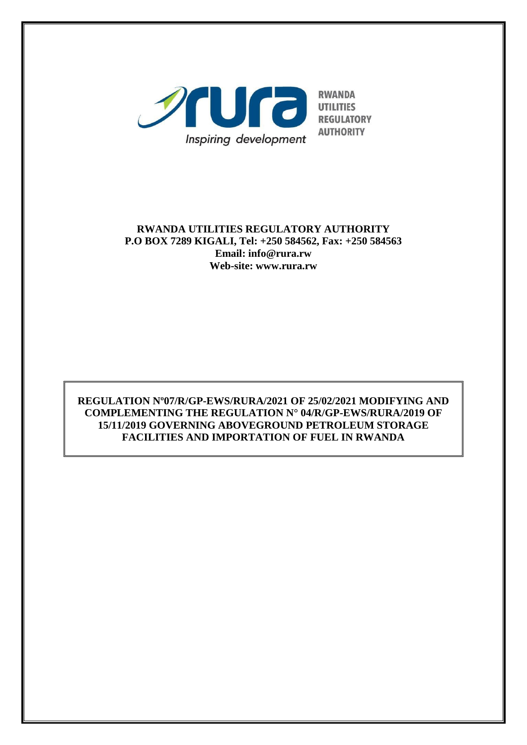RWANDA UTILITIES REGULATORY AUTHORITY

Inspiring development

**RWANDA UTILITIES REGULATORY AUTHORITY**
**P.O BOX 7289 KIGALI, Tel: +250 584562, Fax: +250 584563**
**Email: info@rura.rw**
**Web-site: www.rura.rw**

# REGULATION Nº07/R/GP-EWS/RURA/2021 OF 25/02/2021 MODIFYING AND COMPLEMENTING THE REGULATION N° 04/R/GP-EWS/RURA/2019 OF 15/11/2019 GOVERNING ABOVEGROUND PETROLEUM STORAGE FACILITIES AND IMPORTATION OF FUEL IN RWANDA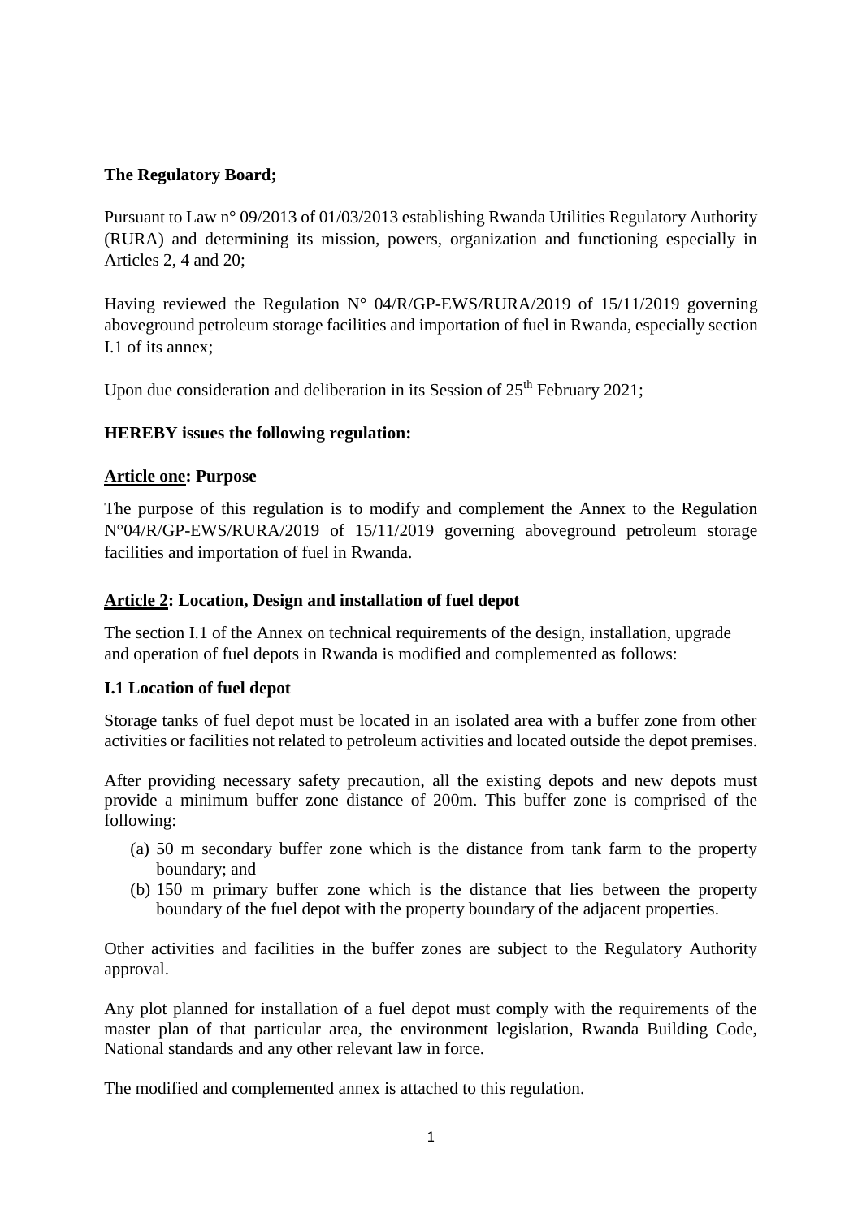**The Regulatory Board;**

Pursuant to Law n° 09/2013 of 01/03/2013 establishing Rwanda Utilities Regulatory Authority (RURA) and determining its mission, powers, organization and functioning especially in Articles 2, 4 and 20;

Having reviewed the Regulation N° 04/R/GP-EWS/RURA/2019 of 15/11/2019 governing aboveground petroleum storage facilities and importation of fuel in Rwanda, especially section I.1 of its annex;

Upon due consideration and deliberation in its Session of 25th February 2021;

**HEREBY issues the following regulation:**

**Article one: Purpose**

The purpose of this regulation is to modify and complement the Annex to the Regulation N°04/R/GP-EWS/RURA/2019 of 15/11/2019 governing aboveground petroleum storage facilities and importation of fuel in Rwanda.

**Article 2: Location, Design and installation of fuel depot**

The section I.1 of the Annex on technical requirements of the design, installation, upgrade and operation of fuel depots in Rwanda is modified and complemented as follows:

**I.1 Location of fuel depot**

Storage tanks of fuel depot must be located in an isolated area with a buffer zone from other activities or facilities not related to petroleum activities and located outside the depot premises.

After providing necessary safety precaution, all the existing depots and new depots must provide a minimum buffer zone distance of 200m. This buffer zone is comprised of the following:

(a) 50 m secondary buffer zone which is the distance from tank farm to the property boundary; and
(b) 150 m primary buffer zone which is the distance that lies between the property boundary of the fuel depot with the property boundary of the adjacent properties.

Other activities and facilities in the buffer zones are subject to the Regulatory Authority approval.

Any plot planned for installation of a fuel depot must comply with the requirements of the master plan of that particular area, the environment legislation, Rwanda Building Code, National standards and any other relevant law in force.

The modified and complemented annex is attached to this regulation.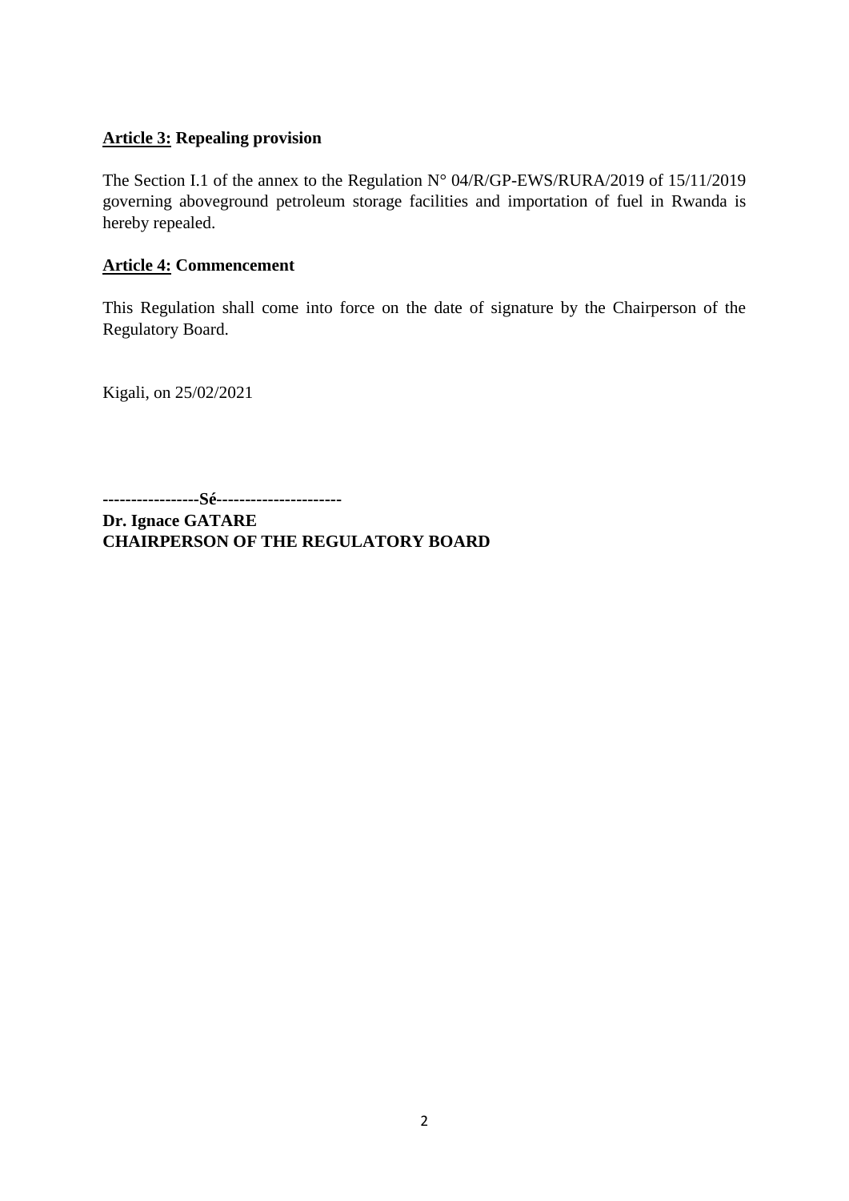**Article 3: Repealing provision**

The Section I.1 of the annex to the Regulation N° 04/R/GP-EWS/RURA/2019 of 15/11/2019 governing aboveground petroleum storage facilities and importation of fuel in Rwanda is hereby repealed.

**Article 4: Commencement**

This Regulation shall come into force on the date of signature by the Chairperson of the Regulatory Board.

Kigali, on 25/02/2021

**-----------------Sé---------------------**

**Dr. Ignace GATARE**
**CHAIRPERSON OF THE REGULATORY BOARD**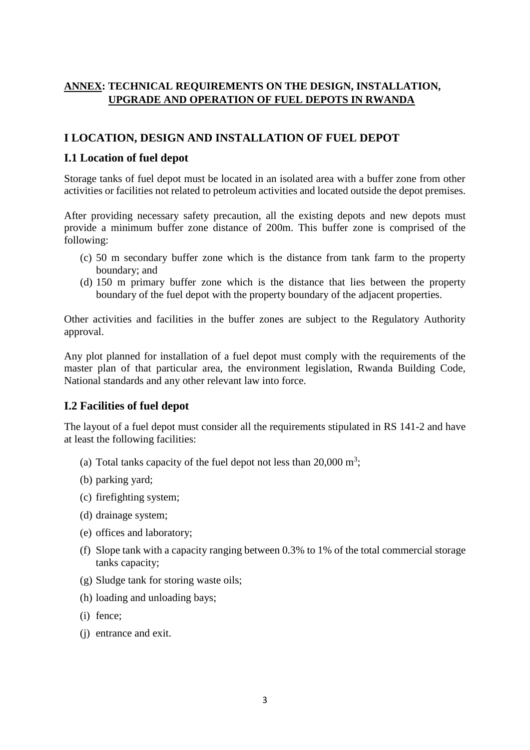**ANNEX: TECHNICAL REQUIREMENTS ON THE DESIGN, INSTALLATION, UPGRADE AND OPERATION OF FUEL DEPOTS IN RWANDA**

## I LOCATION, DESIGN AND INSTALLATION OF FUEL DEPOT

### I.1 Location of fuel depot

Storage tanks of fuel depot must be located in an isolated area with a buffer zone from other activities or facilities not related to petroleum activities and located outside the depot premises.

After providing necessary safety precaution, all the existing depots and new depots must provide a minimum buffer zone distance of 200m. This buffer zone is comprised of the following:

(c) 50 m secondary buffer zone which is the distance from tank farm to the property boundary; and

(d) 150 m primary buffer zone which is the distance that lies between the property boundary of the fuel depot with the property boundary of the adjacent properties.

Other activities and facilities in the buffer zones are subject to the Regulatory Authority approval.

Any plot planned for installation of a fuel depot must comply with the requirements of the master plan of that particular area, the environment legislation, Rwanda Building Code, National standards and any other relevant law into force.

### I.2 Facilities of fuel depot

The layout of a fuel depot must consider all the requirements stipulated in RS 141-2 and have at least the following facilities:

(a) Total tanks capacity of the fuel depot not less than 20,000 $m^3$;

(b) parking yard;

(c) firefighting system;

(d) drainage system;

(e) offices and laboratory;

(f) Slope tank with a capacity ranging between 0.3% to 1% of the total commercial storage tanks capacity;

(g) Sludge tank for storing waste oils;

(h) loading and unloading bays;

(i) fence;

(j) entrance and exit.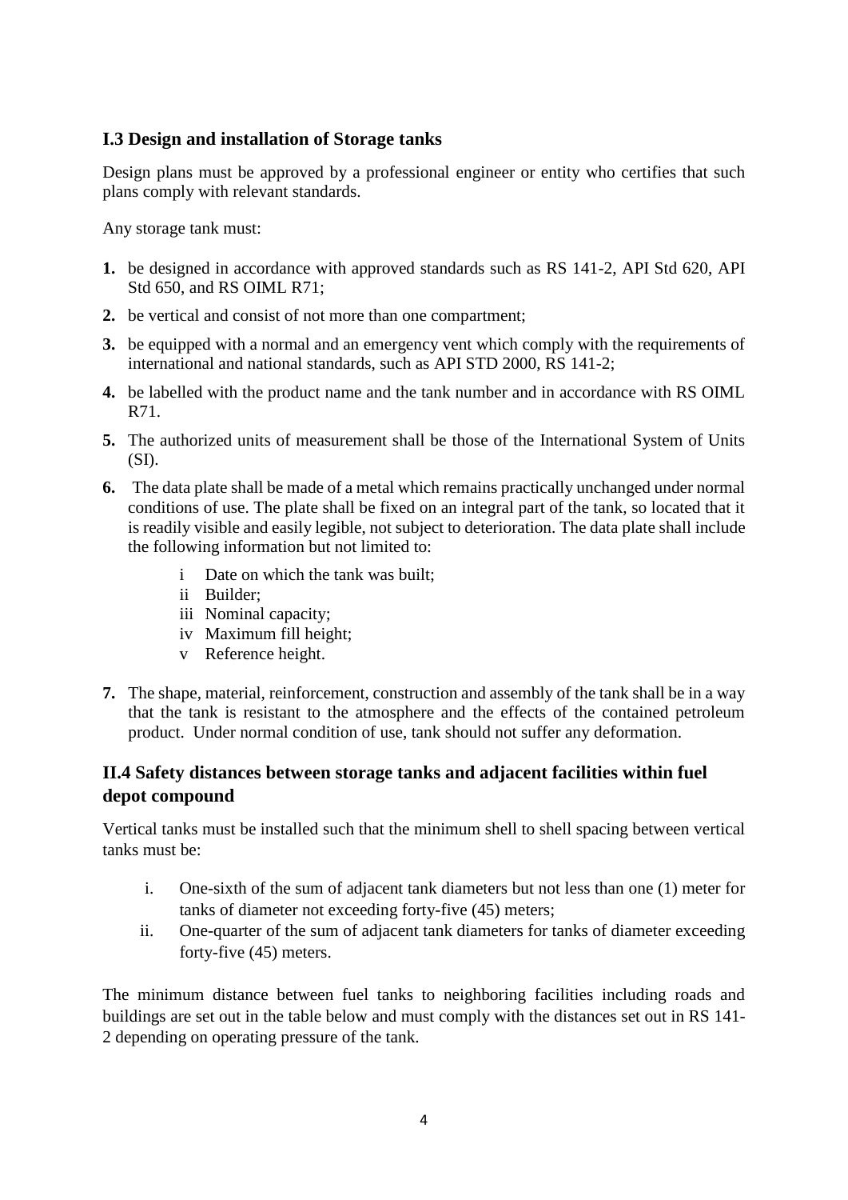### I.3 Design and installation of Storage tanks

Design plans must be approved by a professional engineer or entity who certifies that such plans comply with relevant standards.

Any storage tank must:

1. be designed in accordance with approved standards such as RS 141-2, API Std 620, API Std 650, and RS OIML R71;
2. be vertical and consist of not more than one compartment;
3. be equipped with a normal and an emergency vent which comply with the requirements of international and national standards, such as API STD 2000, RS 141-2;
4. be labelled with the product name and the tank number and in accordance with RS OIML R71.
5. The authorized units of measurement shall be those of the International System of Units (SI).
6. The data plate shall be made of a metal which remains practically unchanged under normal conditions of use. The plate shall be fixed on an integral part of the tank, so located that it is readily visible and easily legible, not subject to deterioration. The data plate shall include the following information but not limited to:
    - i Date on which the tank was built;
    - ii Builder;
    - iii Nominal capacity;
    - iv Maximum fill height;
    - v Reference height.
7. The shape, material, reinforcement, construction and assembly of the tank shall be in a way that the tank is resistant to the atmosphere and the effects of the contained petroleum product. Under normal condition of use, tank should not suffer any deformation.

### II.4 Safety distances between storage tanks and adjacent facilities within fuel depot compound

Vertical tanks must be installed such that the minimum shell to shell spacing between vertical tanks must be:

- i. One-sixth of the sum of adjacent tank diameters but not less than one (1) meter for tanks of diameter not exceeding forty-five (45) meters;
- ii. One-quarter of the sum of adjacent tank diameters for tanks of diameter exceeding forty-five (45) meters.

The minimum distance between fuel tanks to neighboring facilities including roads and buildings are set out in the table below and must comply with the distances set out in RS 141-2 depending on operating pressure of the tank.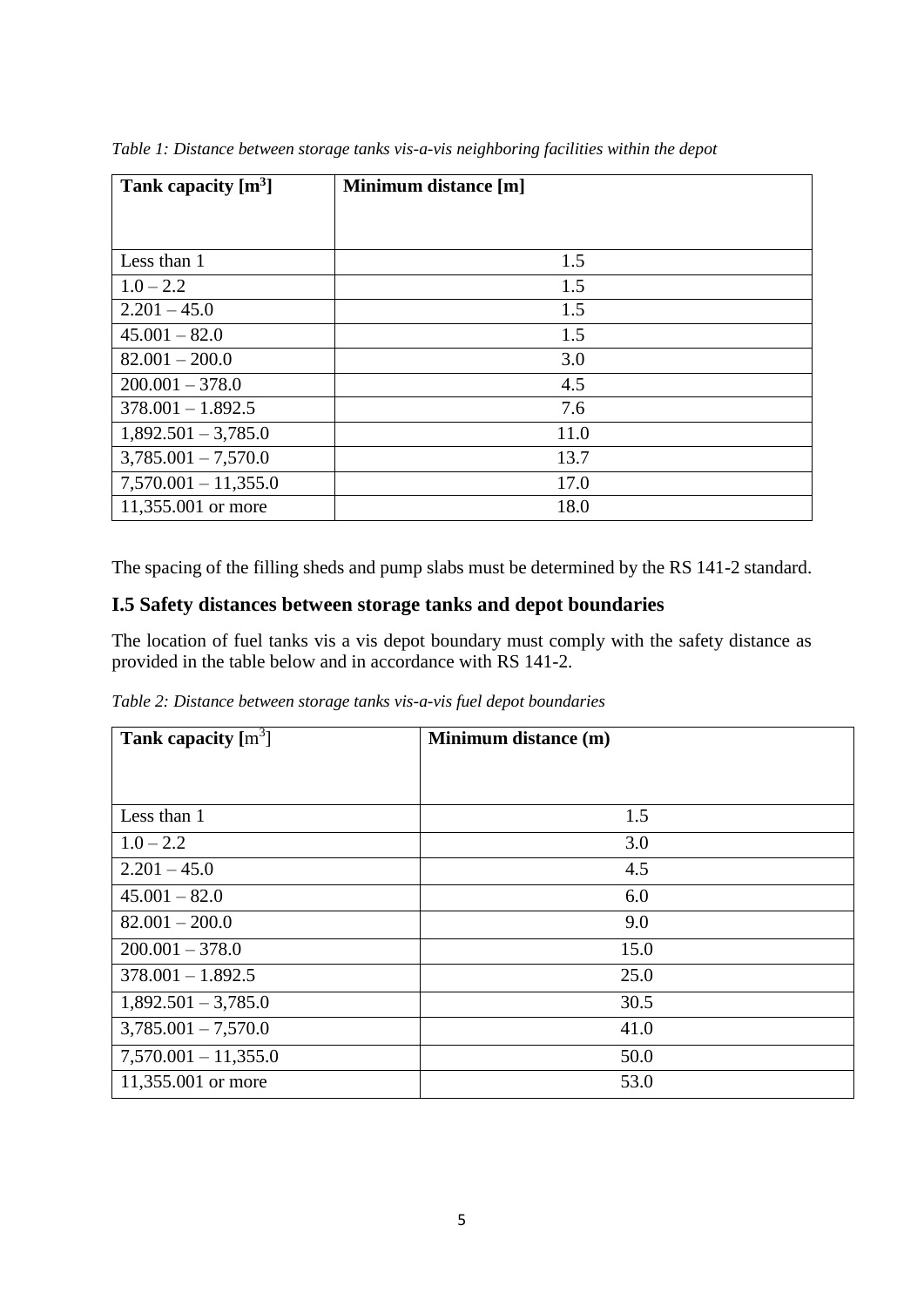*Table 1: Distance between storage tanks vis-a-vis neighboring facilities within the depot*

| **Tank capacity [$m^3$]** | **Minimum distance [m]** |
| --- | --- |
| Less than 1 | 1.5 |
| 1.0 – 2.2 | 1.5 |
| 2.201 – 45.0 | 1.5 |
| 45.001 – 82.0 | 1.5 |
| 82.001 – 200.0 | 3.0 |
| 200.001 – 378.0 | 4.5 |
| 378.001 – 1.892.5 | 7.6 |
| 1,892.501 – 3,785.0 | 11.0 |
| 3,785.001 – 7,570.0 | 13.7 |
| 7,570.001 – 11,355.0 | 17.0 |
| 11,355.001 or more | 18.0 |

The spacing of the filling sheds and pump slabs must be determined by the RS 141-2 standard.

## I.5 Safety distances between storage tanks and depot boundaries

The location of fuel tanks vis a vis depot boundary must comply with the safety distance as provided in the table below and in accordance with RS 141-2.

*Table 2: Distance between storage tanks vis-a-vis fuel depot boundaries*

| **Tank capacity [$m^3$]** | **Minimum distance (m)** |
| --- | --- |
| Less than 1 | 1.5 |
| 1.0 – 2.2 | 3.0 |
| 2.201 – 45.0 | 4.5 |
| 45.001 – 82.0 | 6.0 |
| 82.001 – 200.0 | 9.0 |
| 200.001 – 378.0 | 15.0 |
| 378.001 – 1.892.5 | 25.0 |
| 1,892.501 – 3,785.0 | 30.5 |
| 3,785.001 – 7,570.0 | 41.0 |
| 7,570.001 – 11,355.0 | 50.0 |
| 11,355.001 or more | 53.0 |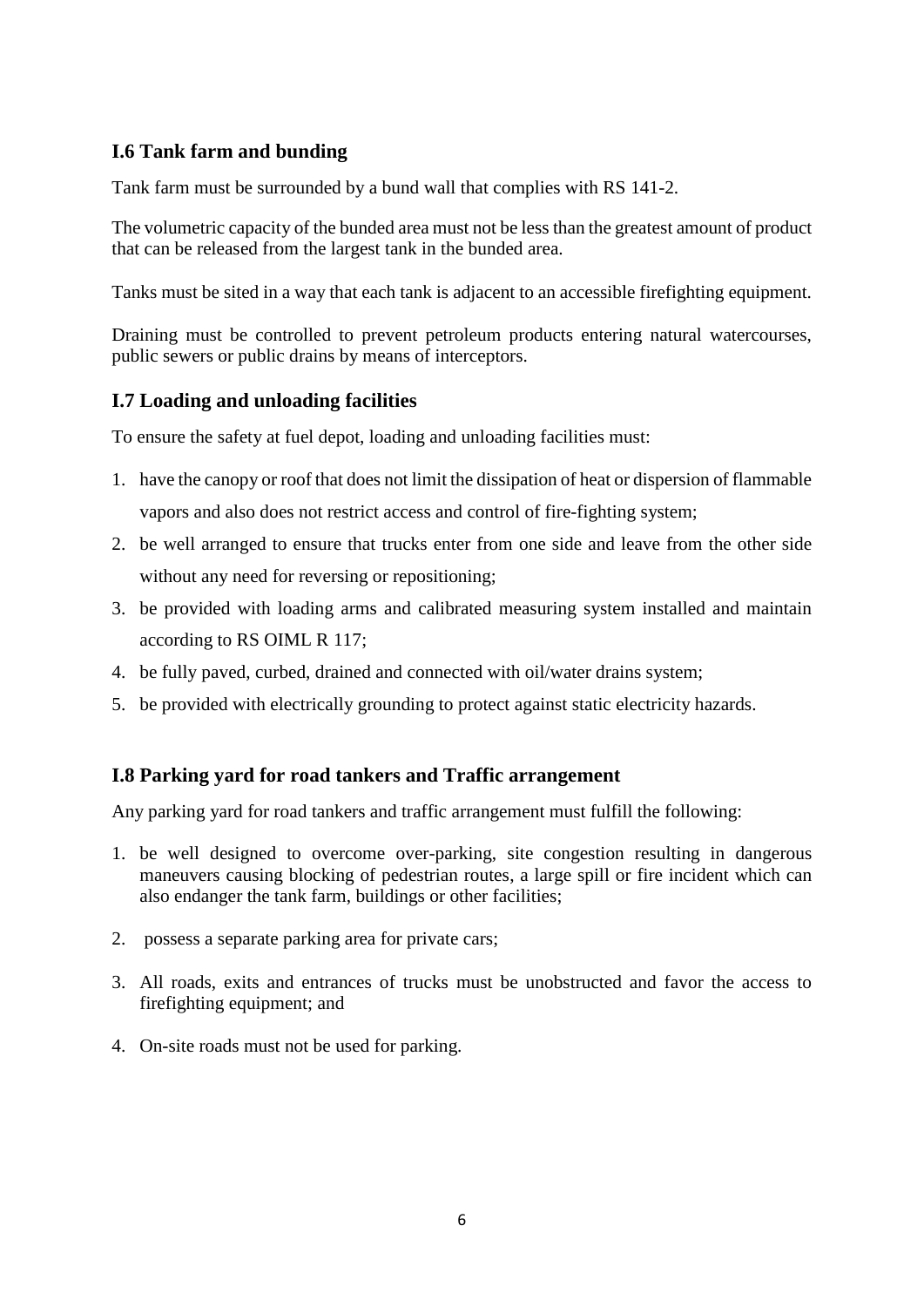## I.6 Tank farm and bunding

Tank farm must be surrounded by a bund wall that complies with RS 141-2.

The volumetric capacity of the bunded area must not be less than the greatest amount of product that can be released from the largest tank in the bunded area.

Tanks must be sited in a way that each tank is adjacent to an accessible firefighting equipment.

Draining must be controlled to prevent petroleum products entering natural watercourses, public sewers or public drains by means of interceptors.

## I.7 Loading and unloading facilities

To ensure the safety at fuel depot, loading and unloading facilities must:

1. have the canopy or roof that does not limit the dissipation of heat or dispersion of flammable vapors and also does not restrict access and control of fire-fighting system;
2. be well arranged to ensure that trucks enter from one side and leave from the other side without any need for reversing or repositioning;
3. be provided with loading arms and calibrated measuring system installed and maintain according to RS OIML R 117;
4. be fully paved, curbed, drained and connected with oil/water drains system;
5. be provided with electrically grounding to protect against static electricity hazards.

## I.8 Parking yard for road tankers and Traffic arrangement

Any parking yard for road tankers and traffic arrangement must fulfill the following:

1. be well designed to overcome over-parking, site congestion resulting in dangerous maneuvers causing blocking of pedestrian routes, a large spill or fire incident which can also endanger the tank farm, buildings or other facilities;
2. possess a separate parking area for private cars;
3. All roads, exits and entrances of trucks must be unobstructed and favor the access to firefighting equipment; and
4. On-site roads must not be used for parking.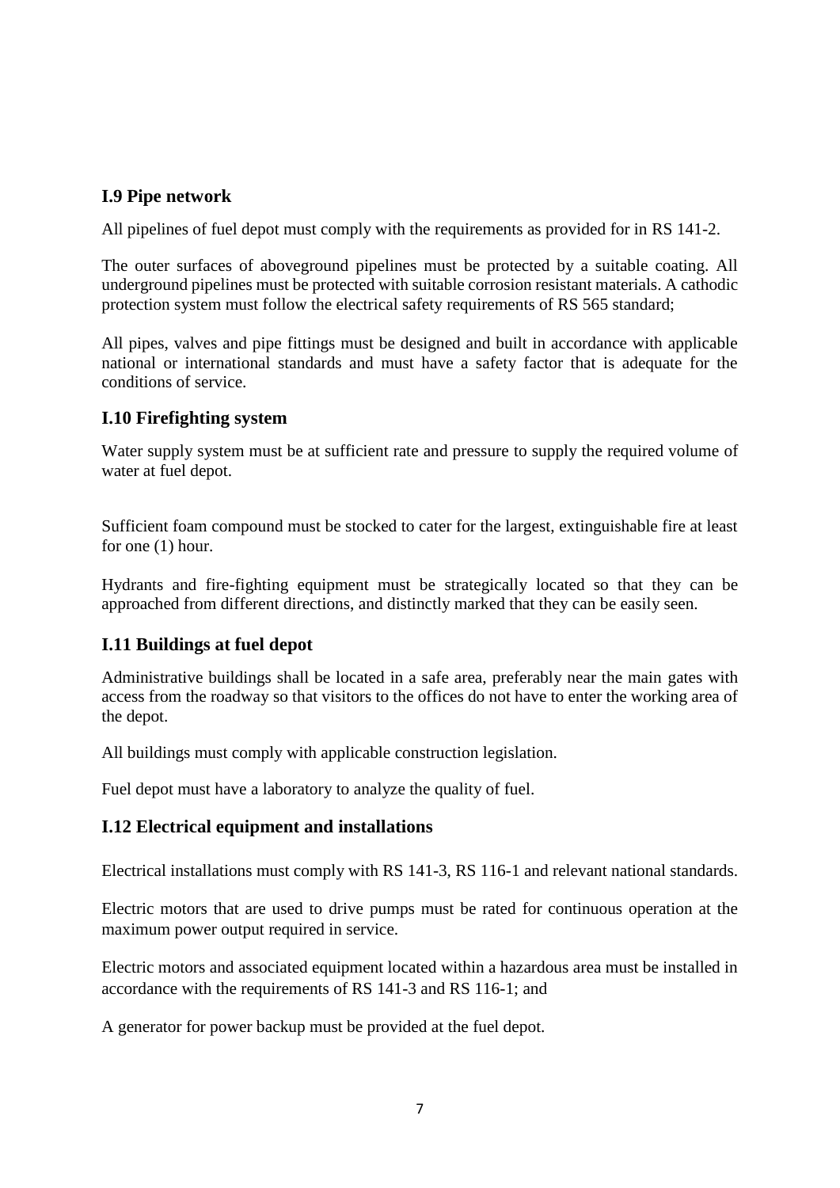## I.9 Pipe network

All pipelines of fuel depot must comply with the requirements as provided for in RS 141-2.

The outer surfaces of aboveground pipelines must be protected by a suitable coating. All underground pipelines must be protected with suitable corrosion resistant materials. A cathodic protection system must follow the electrical safety requirements of RS 565 standard;

All pipes, valves and pipe fittings must be designed and built in accordance with applicable national or international standards and must have a safety factor that is adequate for the conditions of service.

## I.10 Firefighting system

Water supply system must be at sufficient rate and pressure to supply the required volume of water at fuel depot.

Sufficient foam compound must be stocked to cater for the largest, extinguishable fire at least for one (1) hour.

Hydrants and fire-fighting equipment must be strategically located so that they can be approached from different directions, and distinctly marked that they can be easily seen.

## I.11 Buildings at fuel depot

Administrative buildings shall be located in a safe area, preferably near the main gates with access from the roadway so that visitors to the offices do not have to enter the working area of the depot.

All buildings must comply with applicable construction legislation.

Fuel depot must have a laboratory to analyze the quality of fuel.

## I.12 Electrical equipment and installations

Electrical installations must comply with RS 141-3, RS 116-1 and relevant national standards.

Electric motors that are used to drive pumps must be rated for continuous operation at the maximum power output required in service.

Electric motors and associated equipment located within a hazardous area must be installed in accordance with the requirements of RS 141-3 and RS 116-1; and

A generator for power backup must be provided at the fuel depot.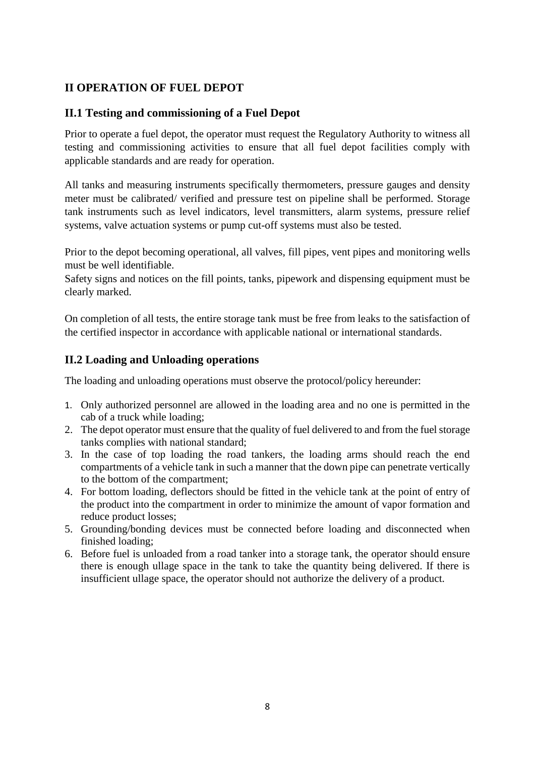## II OPERATION OF FUEL DEPOT

### II.1 Testing and commissioning of a Fuel Depot

Prior to operate a fuel depot, the operator must request the Regulatory Authority to witness all testing and commissioning activities to ensure that all fuel depot facilities comply with applicable standards and are ready for operation.

All tanks and measuring instruments specifically thermometers, pressure gauges and density meter must be calibrated/ verified and pressure test on pipeline shall be performed. Storage tank instruments such as level indicators, level transmitters, alarm systems, pressure relief systems, valve actuation systems or pump cut-off systems must also be tested.

Prior to the depot becoming operational, all valves, fill pipes, vent pipes and monitoring wells must be well identifiable.

Safety signs and notices on the fill points, tanks, pipework and dispensing equipment must be clearly marked.

On completion of all tests, the entire storage tank must be free from leaks to the satisfaction of the certified inspector in accordance with applicable national or international standards.

### II.2 Loading and Unloading operations

The loading and unloading operations must observe the protocol/policy hereunder:

1. Only authorized personnel are allowed in the loading area and no one is permitted in the cab of a truck while loading;
2. The depot operator must ensure that the quality of fuel delivered to and from the fuel storage tanks complies with national standard;
3. In the case of top loading the road tankers, the loading arms should reach the end compartments of a vehicle tank in such a manner that the down pipe can penetrate vertically to the bottom of the compartment;
4. For bottom loading, deflectors should be fitted in the vehicle tank at the point of entry of the product into the compartment in order to minimize the amount of vapor formation and reduce product losses;
5. Grounding/bonding devices must be connected before loading and disconnected when finished loading;
6. Before fuel is unloaded from a road tanker into a storage tank, the operator should ensure there is enough ullage space in the tank to take the quantity being delivered. If there is insufficient ullage space, the operator should not authorize the delivery of a product.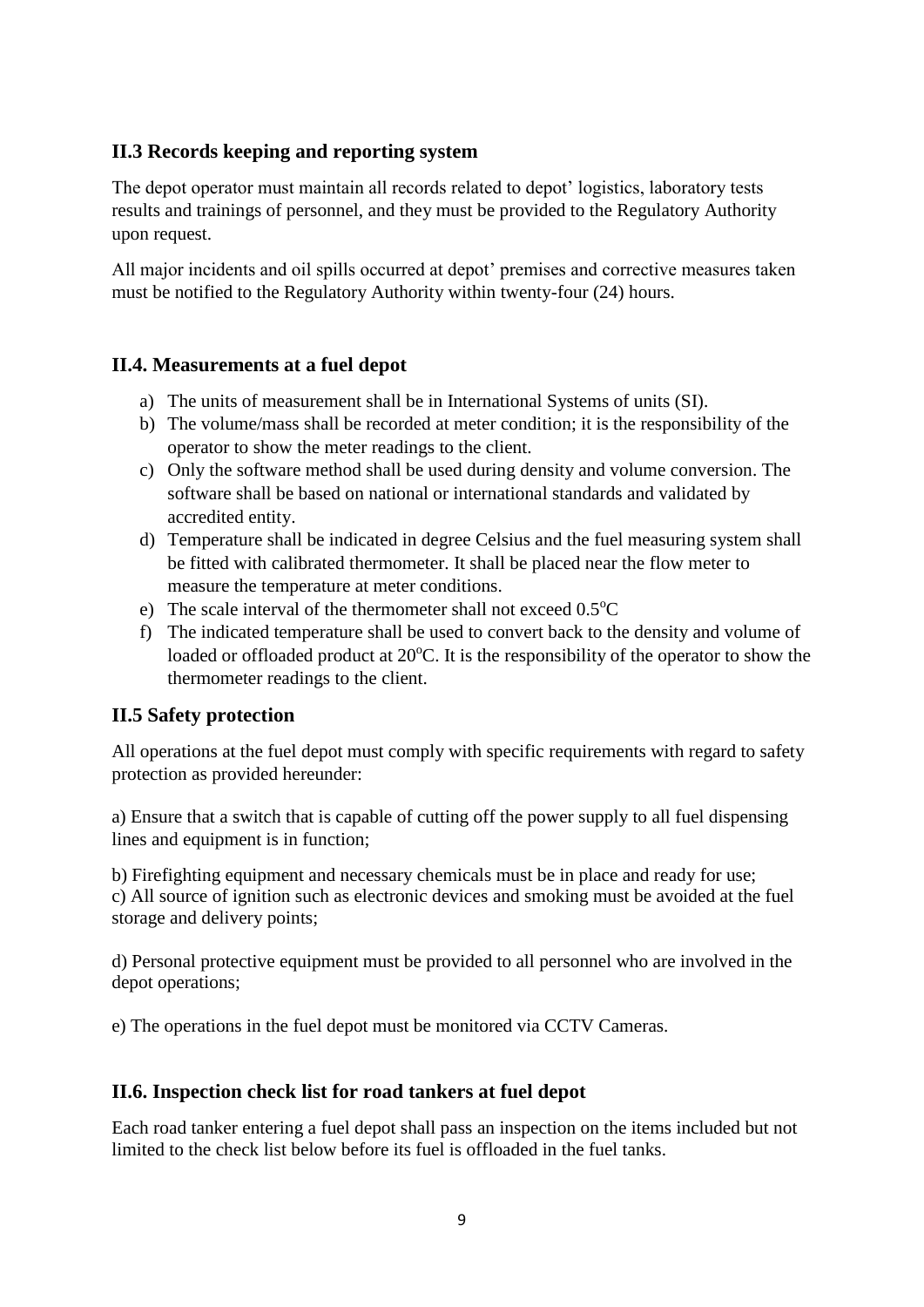## II.3 Records keeping and reporting system

The depot operator must maintain all records related to depot' logistics, laboratory tests results and trainings of personnel, and they must be provided to the Regulatory Authority upon request.

All major incidents and oil spills occurred at depot' premises and corrective measures taken must be notified to the Regulatory Authority within twenty-four (24) hours.

## II.4. Measurements at a fuel depot

a) The units of measurement shall be in International Systems of units (SI).
b) The volume/mass shall be recorded at meter condition; it is the responsibility of the operator to show the meter readings to the client.
c) Only the software method shall be used during density and volume conversion. The software shall be based on national or international standards and validated by accredited entity.
d) Temperature shall be indicated in degree Celsius and the fuel measuring system shall be fitted with calibrated thermometer. It shall be placed near the flow meter to measure the temperature at meter conditions.
e) The scale interval of the thermometer shall not exceed $0.5^{o}C$
f) The indicated temperature shall be used to convert back to the density and volume of loaded or offloaded product at $20^{o}C$. It is the responsibility of the operator to show the thermometer readings to the client.

## II.5 Safety protection

All operations at the fuel depot must comply with specific requirements with regard to safety protection as provided hereunder:

a) Ensure that a switch that is capable of cutting off the power supply to all fuel dispensing lines and equipment is in function;

b) Firefighting equipment and necessary chemicals must be in place and ready for use;
c) All source of ignition such as electronic devices and smoking must be avoided at the fuel storage and delivery points;

d) Personal protective equipment must be provided to all personnel who are involved in the depot operations;

e) The operations in the fuel depot must be monitored via CCTV Cameras.

## II.6. Inspection check list for road tankers at fuel depot

Each road tanker entering a fuel depot shall pass an inspection on the items included but not limited to the check list below before its fuel is offloaded in the fuel tanks.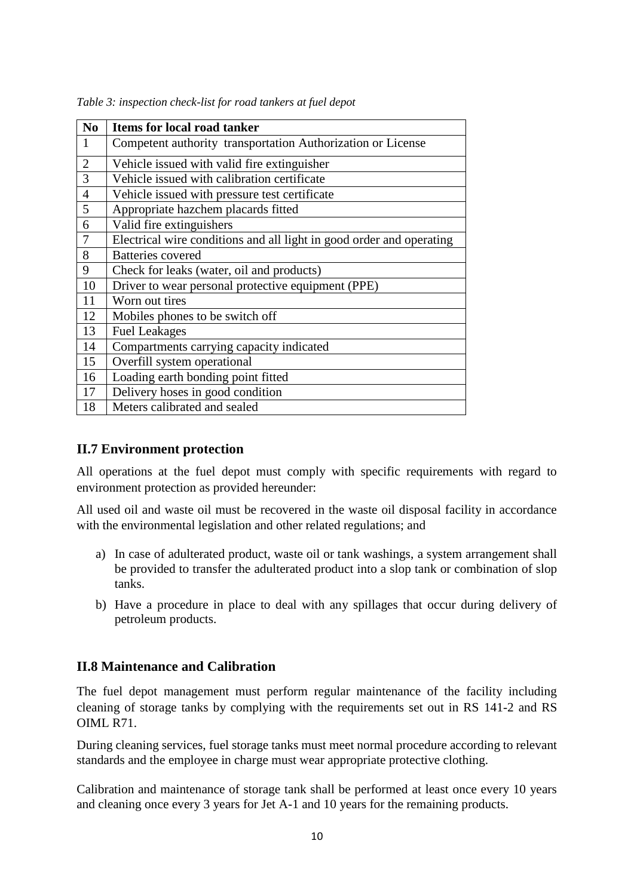*Table 3: inspection check-list for road tankers at fuel depot*

| No | Items for local road tanker |
|---|---|
| 1 | Competent authority transportation Authorization or License |
| 2 | Vehicle issued with valid fire extinguisher |
| 3 | Vehicle issued with calibration certificate |
| 4 | Vehicle issued with pressure test certificate |
| 5 | Appropriate hazchem placards fitted |
| 6 | Valid fire extinguishers |
| 7 | Electrical wire conditions and all light in good order and operating |
| 8 | Batteries covered |
| 9 | Check for leaks (water, oil and products) |
| 10 | Driver to wear personal protective equipment (PPE) |
| 11 | Worn out tires |
| 12 | Mobiles phones to be switch off |
| 13 | Fuel Leakages |
| 14 | Compartments carrying capacity indicated |
| 15 | Overfill system operational |
| 16 | Loading earth bonding point fitted |
| 17 | Delivery hoses in good condition |
| 18 | Meters calibrated and sealed |

## II.7 Environment protection

All operations at the fuel depot must comply with specific requirements with regard to environment protection as provided hereunder:

All used oil and waste oil must be recovered in the waste oil disposal facility in accordance with the environmental legislation and other related regulations; and

a) In case of adulterated product, waste oil or tank washings, a system arrangement shall be provided to transfer the adulterated product into a slop tank or combination of slop tanks.

b) Have a procedure in place to deal with any spillages that occur during delivery of petroleum products.

## II.8 Maintenance and Calibration

The fuel depot management must perform regular maintenance of the facility including cleaning of storage tanks by complying with the requirements set out in RS 141-2 and RS OIML R71.

During cleaning services, fuel storage tanks must meet normal procedure according to relevant standards and the employee in charge must wear appropriate protective clothing.

Calibration and maintenance of storage tank shall be performed at least once every 10 years and cleaning once every 3 years for Jet A-1 and 10 years for the remaining products.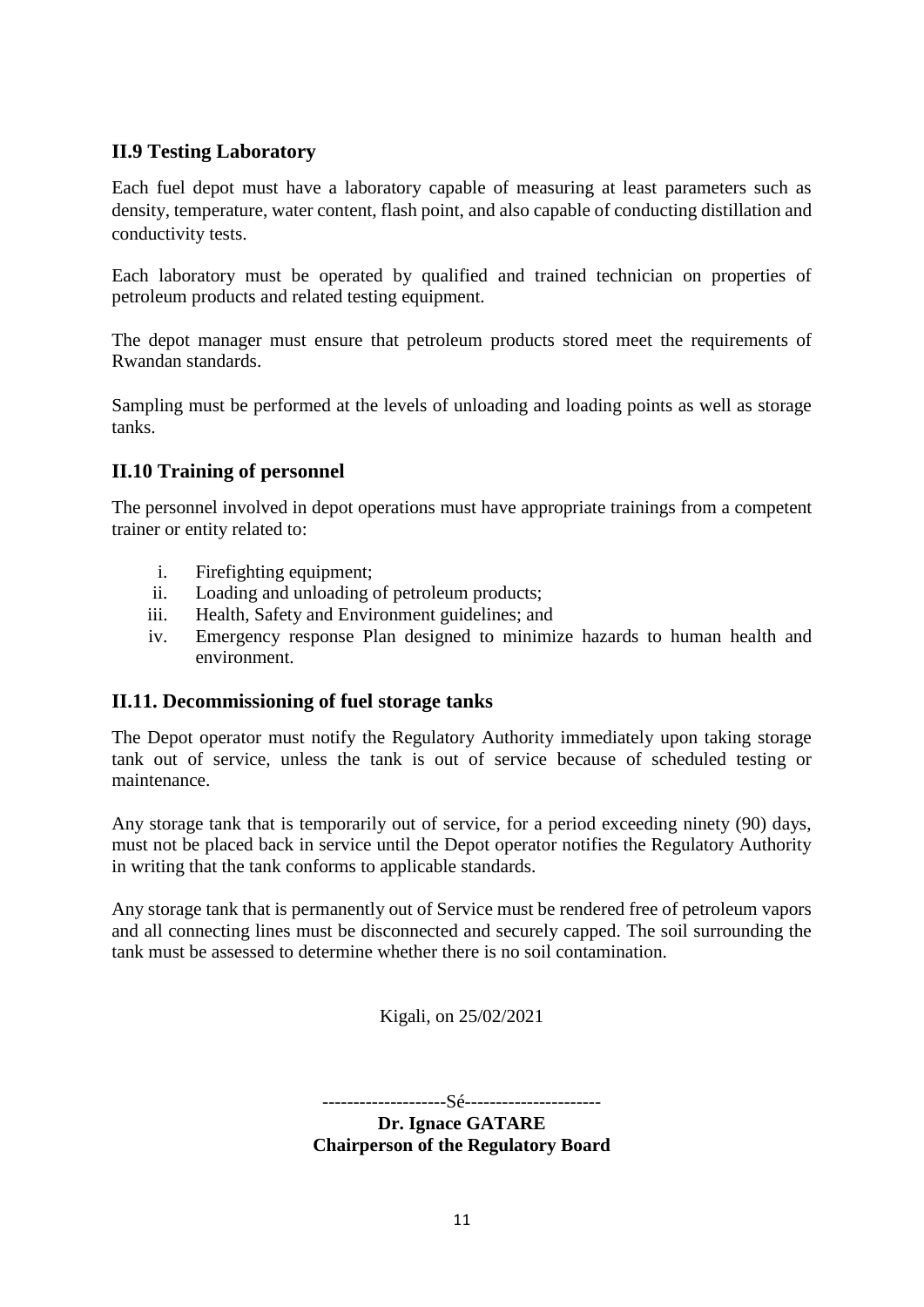## II.9 Testing Laboratory

Each fuel depot must have a laboratory capable of measuring at least parameters such as density, temperature, water content, flash point, and also capable of conducting distillation and conductivity tests.

Each laboratory must be operated by qualified and trained technician on properties of petroleum products and related testing equipment.

The depot manager must ensure that petroleum products stored meet the requirements of Rwandan standards.

Sampling must be performed at the levels of unloading and loading points as well as storage tanks.

## II.10 Training of personnel

The personnel involved in depot operations must have appropriate trainings from a competent trainer or entity related to:

i. Firefighting equipment;
ii. Loading and unloading of petroleum products;
iii. Health, Safety and Environment guidelines; and
iv. Emergency response Plan designed to minimize hazards to human health and environment.

## II.11. Decommissioning of fuel storage tanks

The Depot operator must notify the Regulatory Authority immediately upon taking storage tank out of service, unless the tank is out of service because of scheduled testing or maintenance.

Any storage tank that is temporarily out of service, for a period exceeding ninety (90) days, must not be placed back in service until the Depot operator notifies the Regulatory Authority in writing that the tank conforms to applicable standards.

Any storage tank that is permanently out of Service must be rendered free of petroleum vapors and all connecting lines must be disconnected and securely capped. The soil surrounding the tank must be assessed to determine whether there is no soil contamination.

Kigali, on 25/02/2021

--------------------Sé----------------------

**Dr. Ignace GATARE**
**Chairperson of the Regulatory Board**